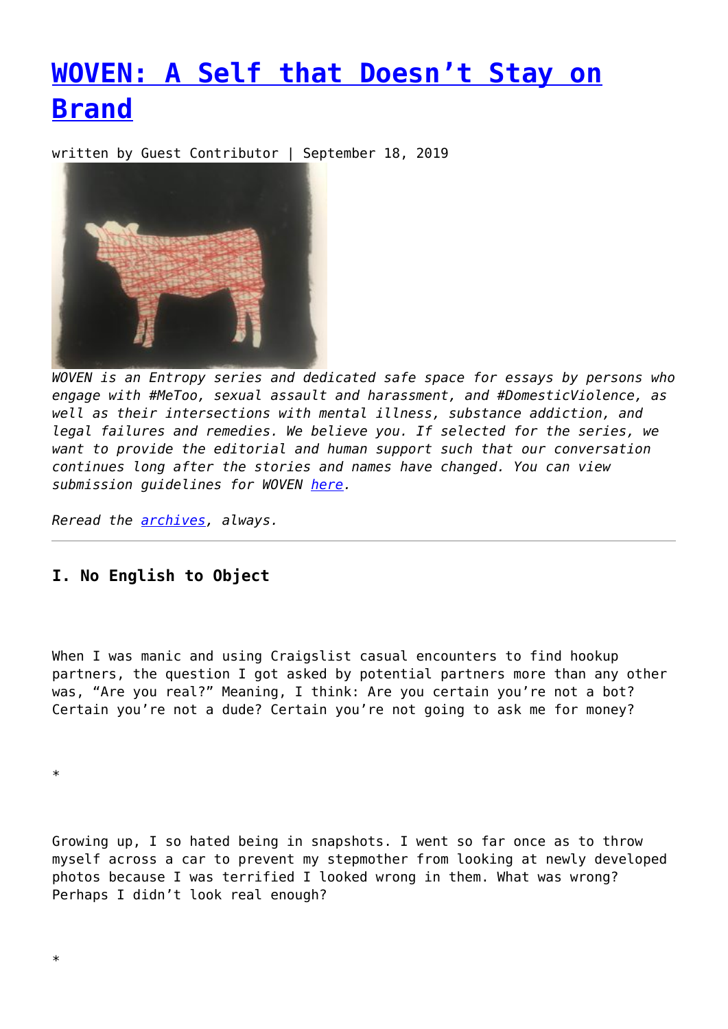# [WOVEN: A Self that Doesn't Stay on Brand]()

written by Guest Contributor | September 18, 2019

*WOVEN is an Entropy series and dedicated safe space for essays by persons who engage with #MeToo, sexual assault and harassment, and #DomesticViolence, as well as their intersections with mental illness, substance addiction, and legal failures and remedies. We believe you. If selected for the series, we want to provide the editorial and human support such that our conversation continues long after the stories and names have changed. You can view submission guidelines for WOVEN [here]().*

*Reread the [archives](), always.*

---

### I. No English to Object

When I was manic and using Craigslist casual encounters to find hookup partners, the question I got asked by potential partners more than any other was, "Are you real?" Meaning, I think: Are you certain you're not a bot? Certain you're not a dude? Certain you're not going to ask me for money?

*

Growing up, I so hated being in snapshots. I went so far once as to throw myself across a car to prevent my stepmother from looking at newly developed photos because I was terrified I looked wrong in them. What was wrong? Perhaps I didn't look real enough?

*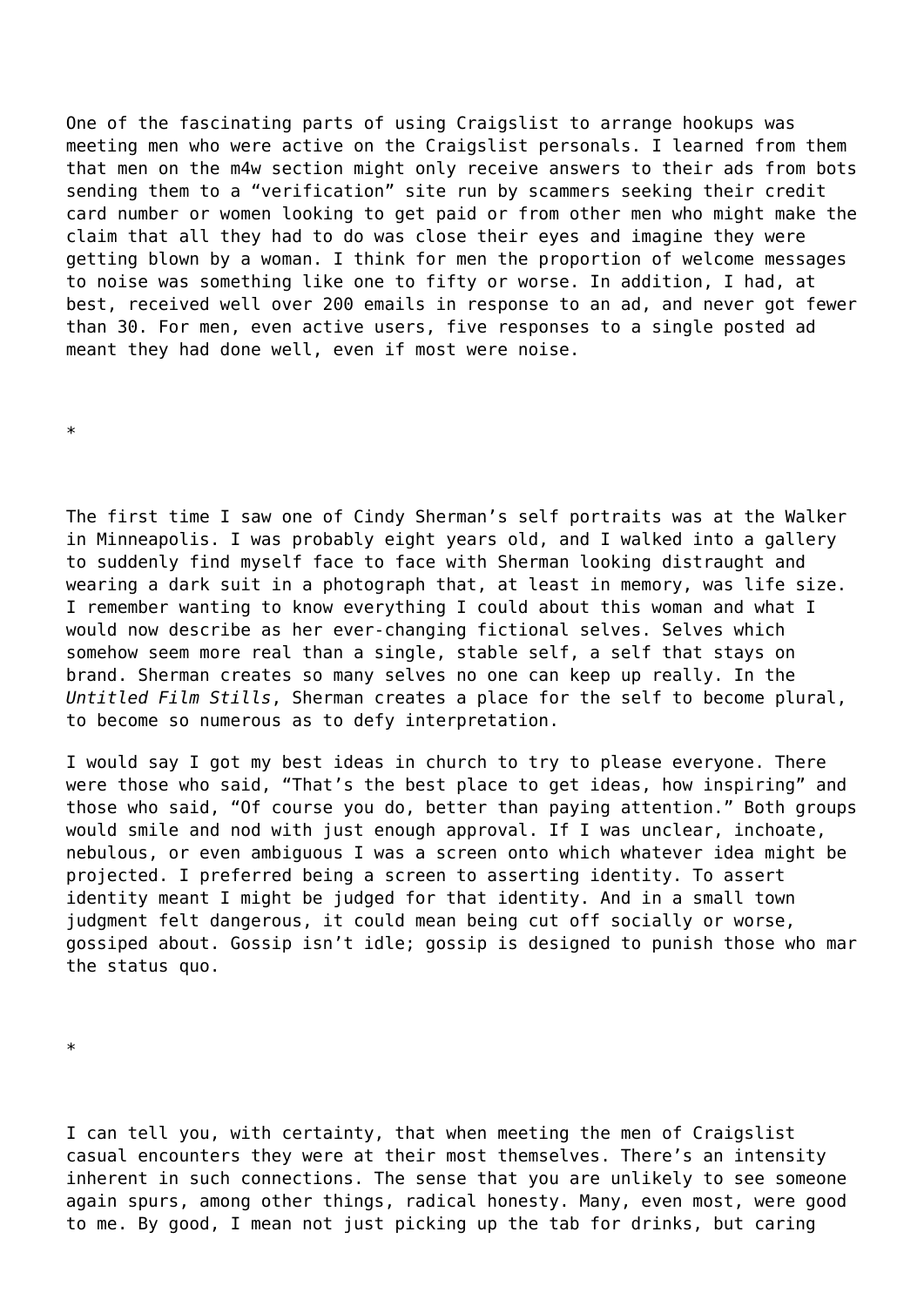One of the fascinating parts of using Craigslist to arrange hookups was meeting men who were active on the Craigslist personals. I learned from them that men on the m4w section might only receive answers to their ads from bots sending them to a “verification” site run by scammers seeking their credit card number or women looking to get paid or from other men who might make the claim that all they had to do was close their eyes and imagine they were getting blown by a woman. I think for men the proportion of welcome messages to noise was something like one to fifty or worse. In addition, I had, at best, received well over 200 emails in response to an ad, and never got fewer than 30. For men, even active users, five responses to a single posted ad meant they had done well, even if most were noise.

*

The first time I saw one of Cindy Sherman’s self portraits was at the Walker in Minneapolis. I was probably eight years old, and I walked into a gallery to suddenly find myself face to face with Sherman looking distraught and wearing a dark suit in a photograph that, at least in memory, was life size. I remember wanting to know everything I could about this woman and what I would now describe as her ever-changing fictional selves. Selves which somehow seem more real than a single, stable self, a self that stays on brand. Sherman creates so many selves no one can keep up really. In the *Untitled Film Stills*, Sherman creates a place for the self to become plural, to become so numerous as to defy interpretation.

I would say I got my best ideas in church to try to please everyone. There were those who said, “That’s the best place to get ideas, how inspiring” and those who said, “Of course you do, better than paying attention.” Both groups would smile and nod with just enough approval. If I was unclear, inchoate, nebulous, or even ambiguous I was a screen onto which whatever idea might be projected. I preferred being a screen to asserting identity. To assert identity meant I might be judged for that identity. And in a small town judgment felt dangerous, it could mean being cut off socially or worse, gossiped about. Gossip isn’t idle; gossip is designed to punish those who mar the status quo.

*

I can tell you, with certainty, that when meeting the men of Craigslist casual encounters they were at their most themselves. There’s an intensity inherent in such connections. The sense that you are unlikely to see someone again spurs, among other things, radical honesty. Many, even most, were good to me. By good, I mean not just picking up the tab for drinks, but caring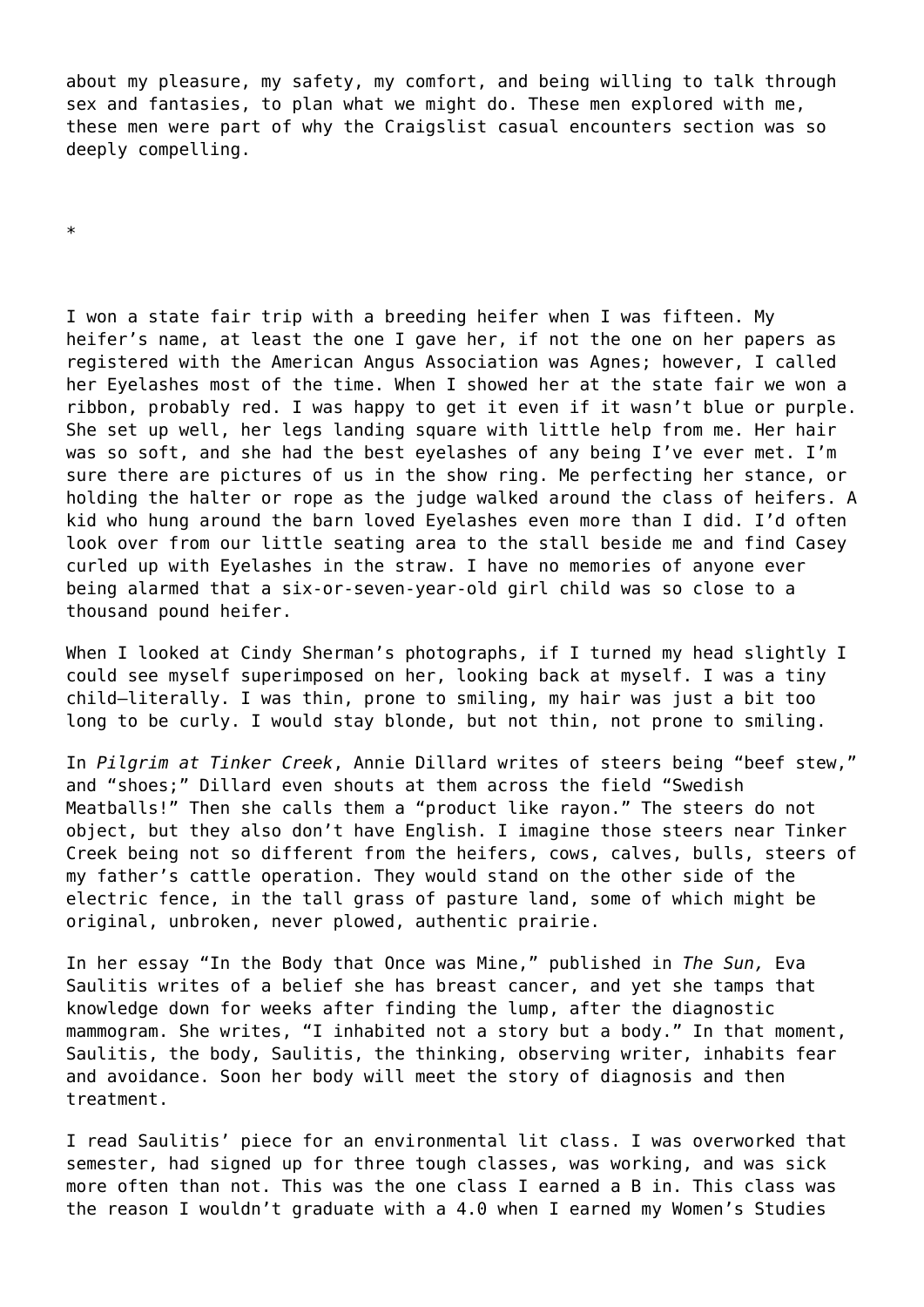about my pleasure, my safety, my comfort, and being willing to talk through sex and fantasies, to plan what we might do. These men explored with me, these men were part of why the Craigslist casual encounters section was so deeply compelling.

*

I won a state fair trip with a breeding heifer when I was fifteen. My heifer's name, at least the one I gave her, if not the one on her papers as registered with the American Angus Association was Agnes; however, I called her Eyelashes most of the time. When I showed her at the state fair we won a ribbon, probably red. I was happy to get it even if it wasn't blue or purple. She set up well, her legs landing square with little help from me. Her hair was so soft, and she had the best eyelashes of any being I've ever met. I'm sure there are pictures of us in the show ring. Me perfecting her stance, or holding the halter or rope as the judge walked around the class of heifers. A kid who hung around the barn loved Eyelashes even more than I did. I'd often look over from our little seating area to the stall beside me and find Casey curled up with Eyelashes in the straw. I have no memories of anyone ever being alarmed that a six-or-seven-year-old girl child was so close to a thousand pound heifer.

When I looked at Cindy Sherman's photographs, if I turned my head slightly I could see myself superimposed on her, looking back at myself. I was a tiny child—literally. I was thin, prone to smiling, my hair was just a bit too long to be curly. I would stay blonde, but not thin, not prone to smiling.

In *Pilgrim at Tinker Creek*, Annie Dillard writes of steers being "beef stew," and "shoes;" Dillard even shouts at them across the field "Swedish Meatballs!" Then she calls them a "product like rayon." The steers do not object, but they also don't have English. I imagine those steers near Tinker Creek being not so different from the heifers, cows, calves, bulls, steers of my father's cattle operation. They would stand on the other side of the electric fence, in the tall grass of pasture land, some of which might be original, unbroken, never plowed, authentic prairie.

In her essay "In the Body that Once was Mine," published in *The Sun,* Eva Saulitis writes of a belief she has breast cancer, and yet she tamps that knowledge down for weeks after finding the lump, after the diagnostic mammogram. She writes, "I inhabited not a story but a body." In that moment, Saulitis, the body, Saulitis, the thinking, observing writer, inhabits fear and avoidance. Soon her body will meet the story of diagnosis and then treatment.

I read Saulitis' piece for an environmental lit class. I was overworked that semester, had signed up for three tough classes, was working, and was sick more often than not. This was the one class I earned a B in. This class was the reason I wouldn't graduate with a 4.0 when I earned my Women's Studies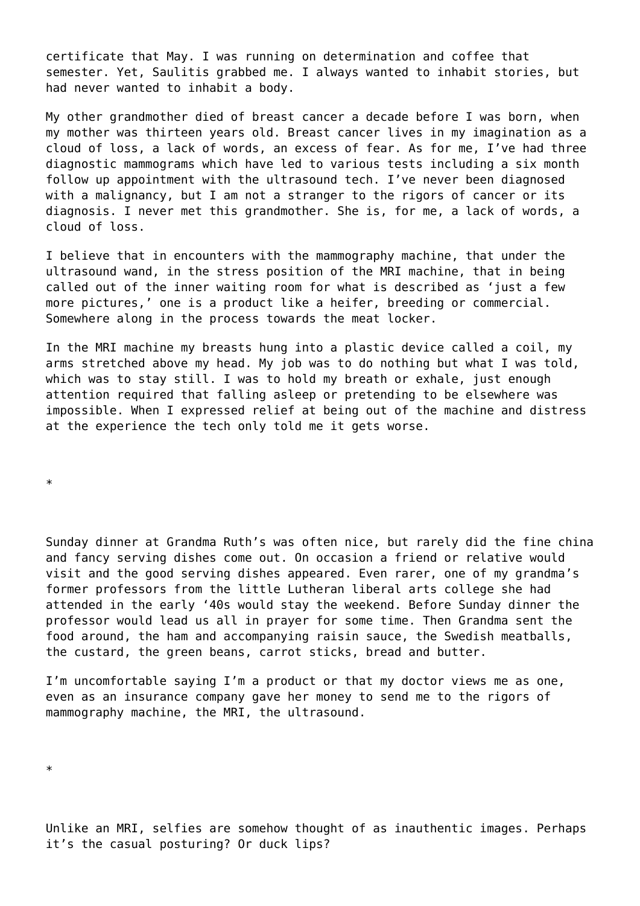certificate that May. I was running on determination and coffee that semester. Yet, Saulitis grabbed me. I always wanted to inhabit stories, but had never wanted to inhabit a body.

My other grandmother died of breast cancer a decade before I was born, when my mother was thirteen years old. Breast cancer lives in my imagination as a cloud of loss, a lack of words, an excess of fear. As for me, I've had three diagnostic mammograms which have led to various tests including a six month follow up appointment with the ultrasound tech. I've never been diagnosed with a malignancy, but I am not a stranger to the rigors of cancer or its diagnosis. I never met this grandmother. She is, for me, a lack of words, a cloud of loss.

I believe that in encounters with the mammography machine, that under the ultrasound wand, in the stress position of the MRI machine, that in being called out of the inner waiting room for what is described as 'just a few more pictures,' one is a product like a heifer, breeding or commercial. Somewhere along in the process towards the meat locker.

In the MRI machine my breasts hung into a plastic device called a coil, my arms stretched above my head. My job was to do nothing but what I was told, which was to stay still. I was to hold my breath or exhale, just enough attention required that falling asleep or pretending to be elsewhere was impossible. When I expressed relief at being out of the machine and distress at the experience the tech only told me it gets worse.

*

Sunday dinner at Grandma Ruth's was often nice, but rarely did the fine china and fancy serving dishes come out. On occasion a friend or relative would visit and the good serving dishes appeared. Even rarer, one of my grandma's former professors from the little Lutheran liberal arts college she had attended in the early '40s would stay the weekend. Before Sunday dinner the professor would lead us all in prayer for some time. Then Grandma sent the food around, the ham and accompanying raisin sauce, the Swedish meatballs, the custard, the green beans, carrot sticks, bread and butter.

I'm uncomfortable saying I'm a product or that my doctor views me as one, even as an insurance company gave her money to send me to the rigors of mammography machine, the MRI, the ultrasound.

*

Unlike an MRI, selfies are somehow thought of as inauthentic images. Perhaps it's the casual posturing? Or duck lips?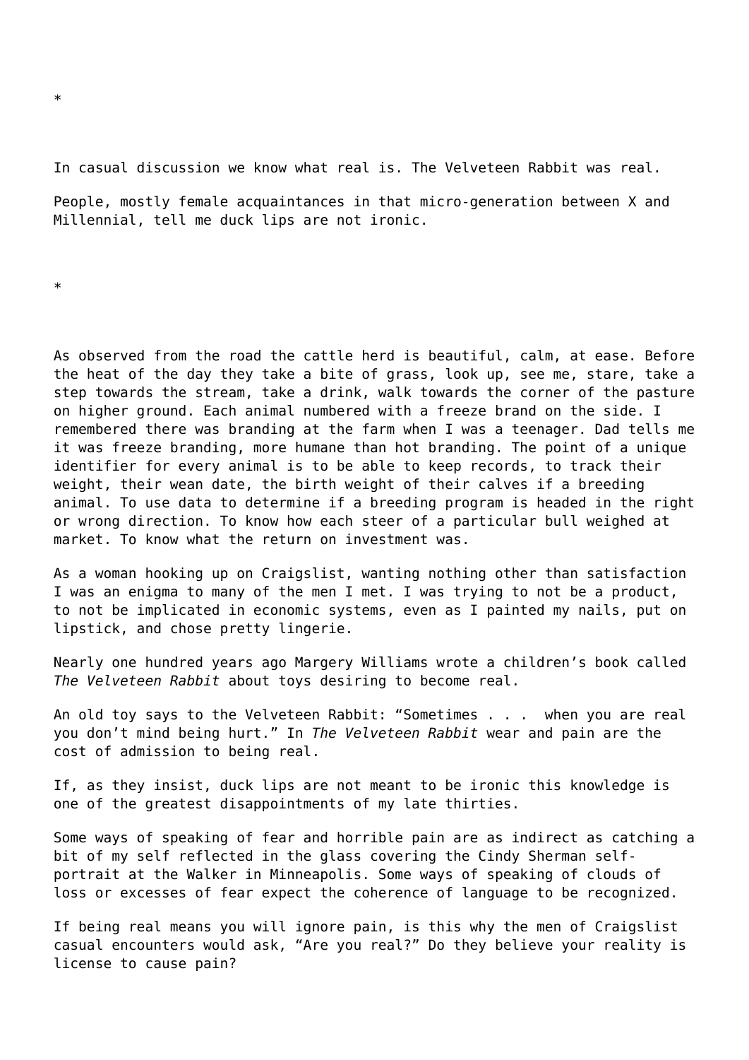*

In casual discussion we know what real is. The Velveteen Rabbit was real.

People, mostly female acquaintances in that micro-generation between X and Millennial, tell me duck lips are not ironic.

*

As observed from the road the cattle herd is beautiful, calm, at ease. Before the heat of the day they take a bite of grass, look up, see me, stare, take a step towards the stream, take a drink, walk towards the corner of the pasture on higher ground. Each animal numbered with a freeze brand on the side. I remembered there was branding at the farm when I was a teenager. Dad tells me it was freeze branding, more humane than hot branding. The point of a unique identifier for every animal is to be able to keep records, to track their weight, their wean date, the birth weight of their calves if a breeding animal. To use data to determine if a breeding program is headed in the right or wrong direction. To know how each steer of a particular bull weighed at market. To know what the return on investment was.

As a woman hooking up on Craigslist, wanting nothing other than satisfaction I was an enigma to many of the men I met. I was trying to not be a product, to not be implicated in economic systems, even as I painted my nails, put on lipstick, and chose pretty lingerie.

Nearly one hundred years ago Margery Williams wrote a children's book called *The Velveteen Rabbit* about toys desiring to become real.

An old toy says to the Velveteen Rabbit: "Sometimes . . .  when you are real you don't mind being hurt." In *The Velveteen Rabbit* wear and pain are the cost of admission to being real.

If, as they insist, duck lips are not meant to be ironic this knowledge is one of the greatest disappointments of my late thirties.

Some ways of speaking of fear and horrible pain are as indirect as catching a bit of my self reflected in the glass covering the Cindy Sherman self-portrait at the Walker in Minneapolis. Some ways of speaking of clouds of loss or excesses of fear expect the coherence of language to be recognized.

If being real means you will ignore pain, is this why the men of Craigslist casual encounters would ask, "Are you real?" Do they believe your reality is license to cause pain?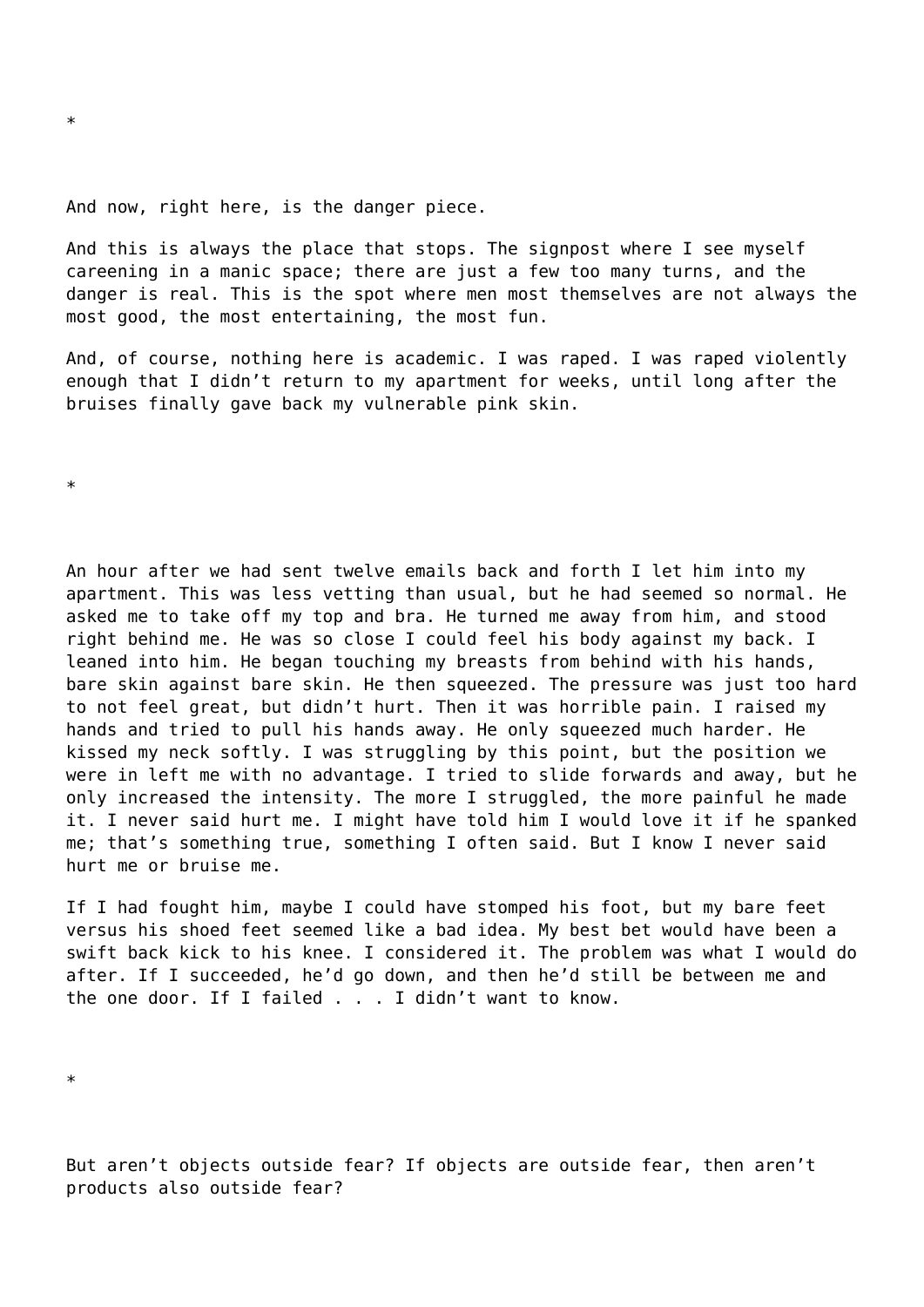*

And now, right here, is the danger piece.

And this is always the place that stops. The signpost where I see myself careening in a manic space; there are just a few too many turns, and the danger is real. This is the spot where men most themselves are not always the most good, the most entertaining, the most fun.

And, of course, nothing here is academic. I was raped. I was raped violently enough that I didn't return to my apartment for weeks, until long after the bruises finally gave back my vulnerable pink skin.

*

An hour after we had sent twelve emails back and forth I let him into my apartment. This was less vetting than usual, but he had seemed so normal. He asked me to take off my top and bra. He turned me away from him, and stood right behind me. He was so close I could feel his body against my back. I leaned into him. He began touching my breasts from behind with his hands, bare skin against bare skin. He then squeezed. The pressure was just too hard to not feel great, but didn't hurt. Then it was horrible pain. I raised my hands and tried to pull his hands away. He only squeezed much harder. He kissed my neck softly. I was struggling by this point, but the position we were in left me with no advantage. I tried to slide forwards and away, but he only increased the intensity. The more I struggled, the more painful he made it. I never said hurt me. I might have told him I would love it if he spanked me; that's something true, something I often said. But I know I never said hurt me or bruise me.

If I had fought him, maybe I could have stomped his foot, but my bare feet versus his shoed feet seemed like a bad idea. My best bet would have been a swift back kick to his knee. I considered it. The problem was what I would do after. If I succeeded, he'd go down, and then he'd still be between me and the one door. If I failed . . . I didn't want to know.

*

But aren't objects outside fear? If objects are outside fear, then aren't products also outside fear?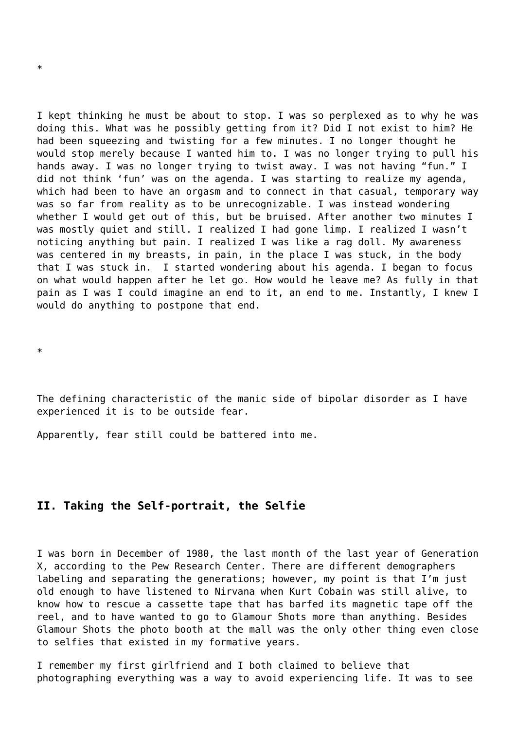*

I kept thinking he must be about to stop. I was so perplexed as to why he was doing this. What was he possibly getting from it? Did I not exist to him? He had been squeezing and twisting for a few minutes. I no longer thought he would stop merely because I wanted him to. I was no longer trying to pull his hands away. I was no longer trying to twist away. I was not having "fun." I did not think 'fun' was on the agenda. I was starting to realize my agenda, which had been to have an orgasm and to connect in that casual, temporary way was so far from reality as to be unrecognizable. I was instead wondering whether I would get out of this, but be bruised. After another two minutes I was mostly quiet and still. I realized I had gone limp. I realized I wasn't noticing anything but pain. I realized I was like a rag doll. My awareness was centered in my breasts, in pain, in the place I was stuck, in the body that I was stuck in. I started wondering about his agenda. I began to focus on what would happen after he let go. How would he leave me? As fully in that pain as I was I could imagine an end to it, an end to me. Instantly, I knew I would do anything to postpone that end.

*

The defining characteristic of the manic side of bipolar disorder as I have experienced it is to be outside fear.

Apparently, fear still could be battered into me.

## II. Taking the Self-portrait, the Selfie

I was born in December of 1980, the last month of the last year of Generation X, according to the Pew Research Center. There are different demographers labeling and separating the generations; however, my point is that I'm just old enough to have listened to Nirvana when Kurt Cobain was still alive, to know how to rescue a cassette tape that has barfed its magnetic tape off the reel, and to have wanted to go to Glamour Shots more than anything. Besides Glamour Shots the photo booth at the mall was the only other thing even close to selfies that existed in my formative years.

I remember my first girlfriend and I both claimed to believe that photographing everything was a way to avoid experiencing life. It was to see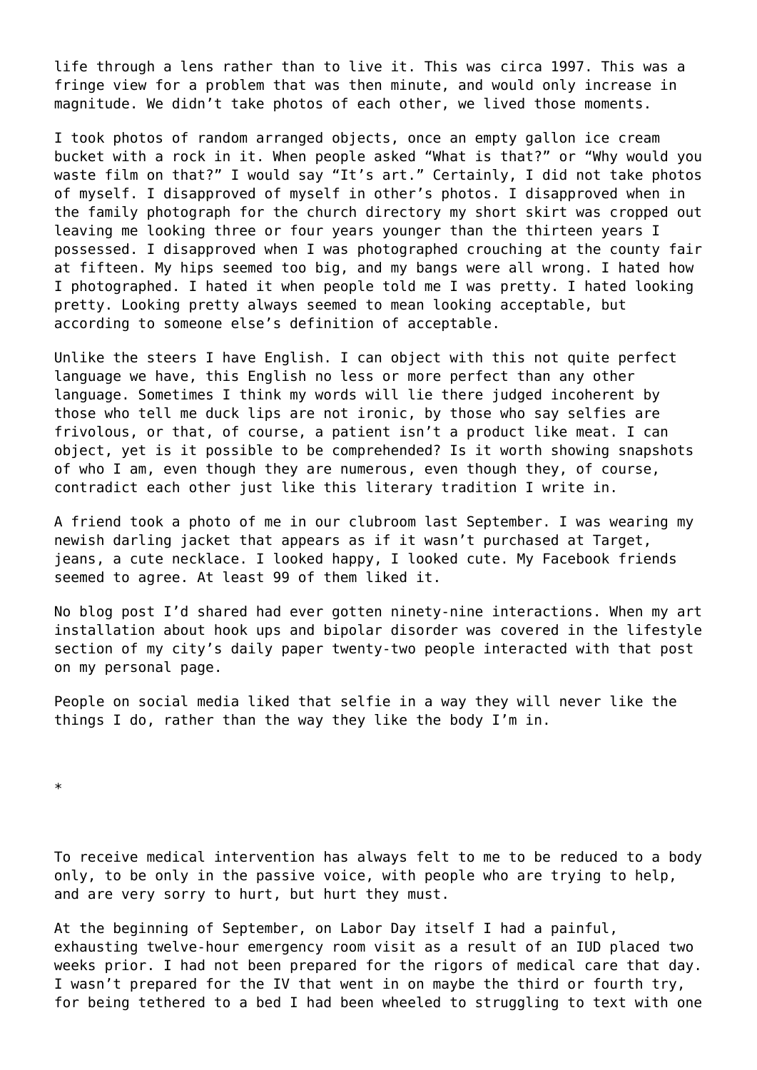life through a lens rather than to live it. This was circa 1997. This was a fringe view for a problem that was then minute, and would only increase in magnitude. We didn't take photos of each other, we lived those moments.

I took photos of random arranged objects, once an empty gallon ice cream bucket with a rock in it. When people asked "What is that?" or "Why would you waste film on that?" I would say "It's art." Certainly, I did not take photos of myself. I disapproved of myself in other's photos. I disapproved when in the family photograph for the church directory my short skirt was cropped out leaving me looking three or four years younger than the thirteen years I possessed. I disapproved when I was photographed crouching at the county fair at fifteen. My hips seemed too big, and my bangs were all wrong. I hated how I photographed. I hated it when people told me I was pretty. I hated looking pretty. Looking pretty always seemed to mean looking acceptable, but according to someone else's definition of acceptable.

Unlike the steers I have English. I can object with this not quite perfect language we have, this English no less or more perfect than any other language. Sometimes I think my words will lie there judged incoherent by those who tell me duck lips are not ironic, by those who say selfies are frivolous, or that, of course, a patient isn't a product like meat. I can object, yet is it possible to be comprehended? Is it worth showing snapshots of who I am, even though they are numerous, even though they, of course, contradict each other just like this literary tradition I write in.

A friend took a photo of me in our clubroom last September. I was wearing my newish darling jacket that appears as if it wasn't purchased at Target, jeans, a cute necklace. I looked happy, I looked cute. My Facebook friends seemed to agree. At least 99 of them liked it.

No blog post I'd shared had ever gotten ninety-nine interactions. When my art installation about hook ups and bipolar disorder was covered in the lifestyle section of my city's daily paper twenty-two people interacted with that post on my personal page.

People on social media liked that selfie in a way they will never like the things I do, rather than the way they like the body I'm in.

*

To receive medical intervention has always felt to me to be reduced to a body only, to be only in the passive voice, with people who are trying to help, and are very sorry to hurt, but hurt they must.

At the beginning of September, on Labor Day itself I had a painful, exhausting twelve-hour emergency room visit as a result of an IUD placed two weeks prior. I had not been prepared for the rigors of medical care that day. I wasn't prepared for the IV that went in on maybe the third or fourth try, for being tethered to a bed I had been wheeled to struggling to text with one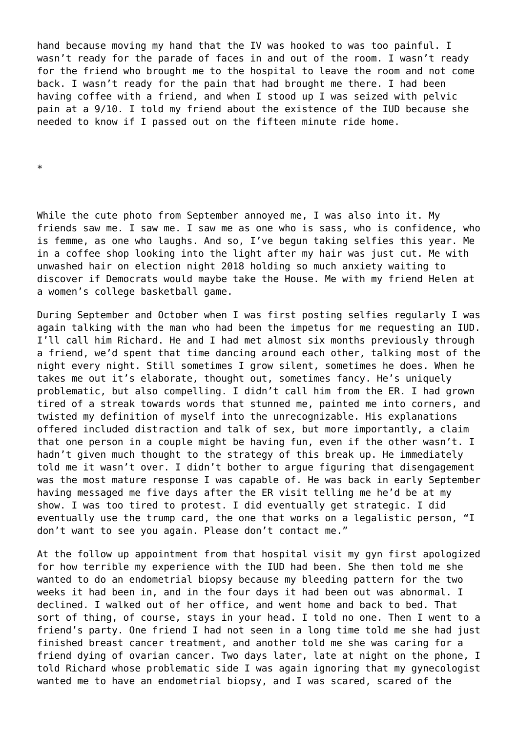hand because moving my hand that the IV was hooked to was too painful. I wasn't ready for the parade of faces in and out of the room. I wasn't ready for the friend who brought me to the hospital to leave the room and not come back. I wasn't ready for the pain that had brought me there. I had been having coffee with a friend, and when I stood up I was seized with pelvic pain at a 9/10. I told my friend about the existence of the IUD because she needed to know if I passed out on the fifteen minute ride home.

*

While the cute photo from September annoyed me, I was also into it. My friends saw me. I saw me. I saw me as one who is sass, who is confidence, who is femme, as one who laughs. And so, I've begun taking selfies this year. Me in a coffee shop looking into the light after my hair was just cut. Me with unwashed hair on election night 2018 holding so much anxiety waiting to discover if Democrats would maybe take the House. Me with my friend Helen at a women's college basketball game.

During September and October when I was first posting selfies regularly I was again talking with the man who had been the impetus for me requesting an IUD. I'll call him Richard. He and I had met almost six months previously through a friend, we'd spent that time dancing around each other, talking most of the night every night. Still sometimes I grow silent, sometimes he does. When he takes me out it's elaborate, thought out, sometimes fancy. He's uniquely problematic, but also compelling. I didn't call him from the ER. I had grown tired of a streak towards words that stunned me, painted me into corners, and twisted my definition of myself into the unrecognizable. His explanations offered included distraction and talk of sex, but more importantly, a claim that one person in a couple might be having fun, even if the other wasn't. I hadn't given much thought to the strategy of this break up. He immediately told me it wasn't over. I didn't bother to argue figuring that disengagement was the most mature response I was capable of. He was back in early September having messaged me five days after the ER visit telling me he'd be at my show. I was too tired to protest. I did eventually get strategic. I did eventually use the trump card, the one that works on a legalistic person, "I don't want to see you again. Please don't contact me."

At the follow up appointment from that hospital visit my gyn first apologized for how terrible my experience with the IUD had been. She then told me she wanted to do an endometrial biopsy because my bleeding pattern for the two weeks it had been in, and in the four days it had been out was abnormal. I declined. I walked out of her office, and went home and back to bed. That sort of thing, of course, stays in your head. I told no one. Then I went to a friend's party. One friend I had not seen in a long time told me she had just finished breast cancer treatment, and another told me she was caring for a friend dying of ovarian cancer. Two days later, late at night on the phone, I told Richard whose problematic side I was again ignoring that my gynecologist wanted me to have an endometrial biopsy, and I was scared, scared of the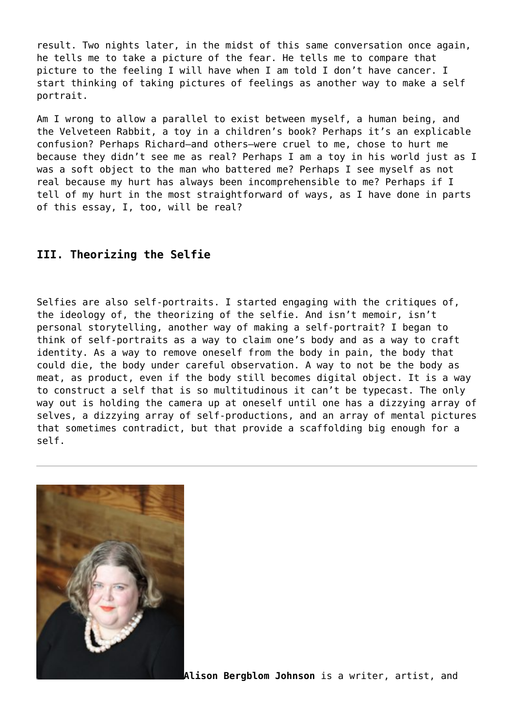result. Two nights later, in the midst of this same conversation once again, he tells me to take a picture of the fear. He tells me to compare that picture to the feeling I will have when I am told I don't have cancer. I start thinking of taking pictures of feelings as another way to make a self portrait.

Am I wrong to allow a parallel to exist between myself, a human being, and the Velveteen Rabbit, a toy in a children's book? Perhaps it's an explicable confusion? Perhaps Richard—and others—were cruel to me, chose to hurt me because they didn't see me as real? Perhaps I am a toy in his world just as I was a soft object to the man who battered me? Perhaps I see myself as not real because my hurt has always been incomprehensible to me? Perhaps if I tell of my hurt in the most straightforward of ways, as I have done in parts of this essay, I, too, will be real?

### III. Theorizing the Selfie

Selfies are also self-portraits. I started engaging with the critiques of, the ideology of, the theorizing of the selfie. And isn't memoir, isn't personal storytelling, another way of making a self-portrait? I began to think of self-portraits as a way to claim one's body and as a way to craft identity. As a way to remove oneself from the body in pain, the body that could die, the body under careful observation. A way to not be the body as meat, as product, even if the body still becomes digital object. It is a way to construct a self that is so multitudinous it can't be typecast. The only way out is holding the camera up at oneself until one has a dizzying array of selves, a dizzying array of self-productions, and an array of mental pictures that sometimes contradict, but that provide a scaffolding big enough for a self.

---

**Alison Bergblom Johnson** is a writer, artist, and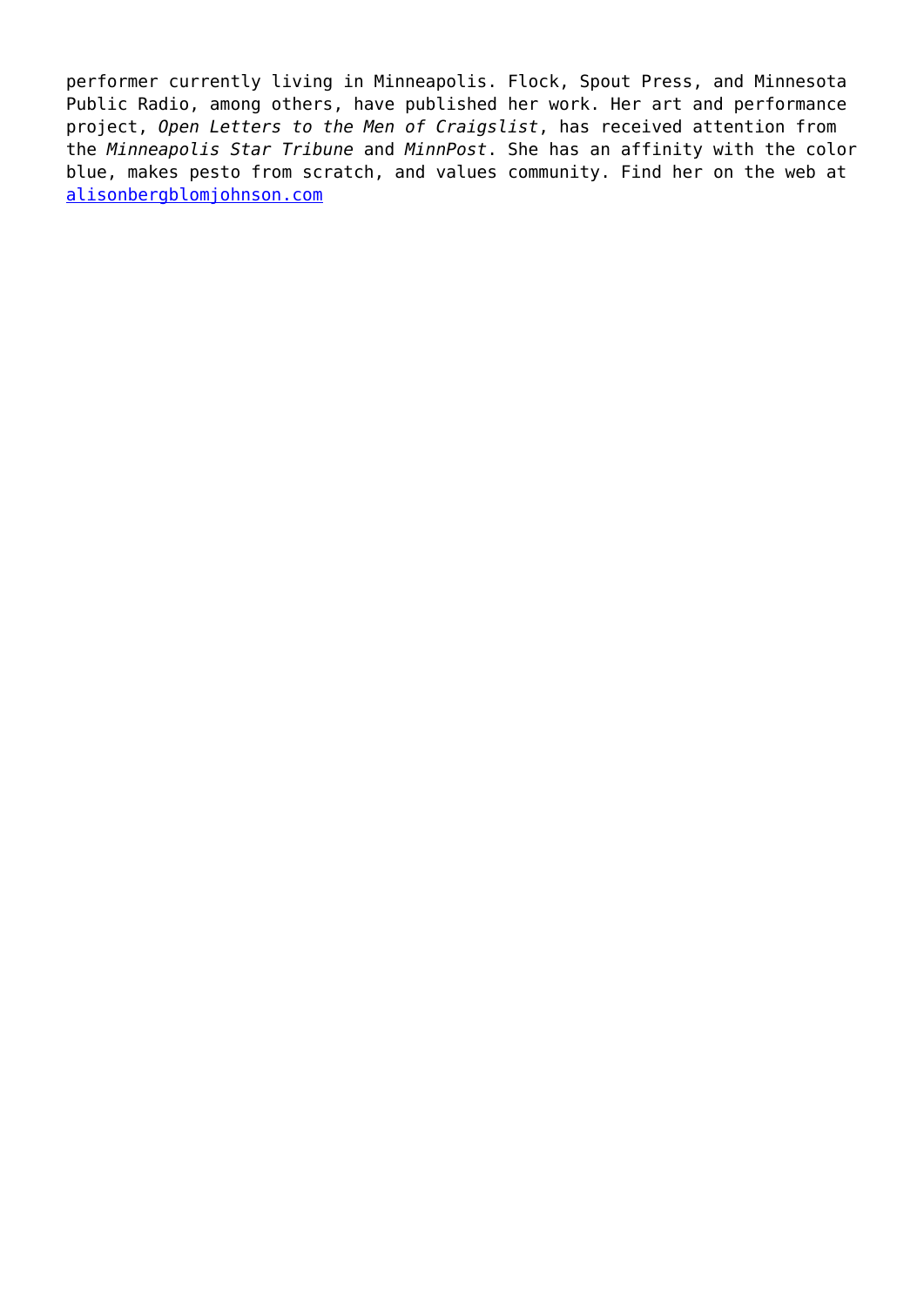performer currently living in Minneapolis. Flock, Spout Press, and Minnesota Public Radio, among others, have published her work. Her art and performance project, *Open Letters to the Men of Craigslist*, has received attention from the *Minneapolis Star Tribune* and *MinnPost*. She has an affinity with the color blue, makes pesto from scratch, and values community. Find her on the web at [alisonbergblomjohnson.com](alisonbergblomjohnson.com)